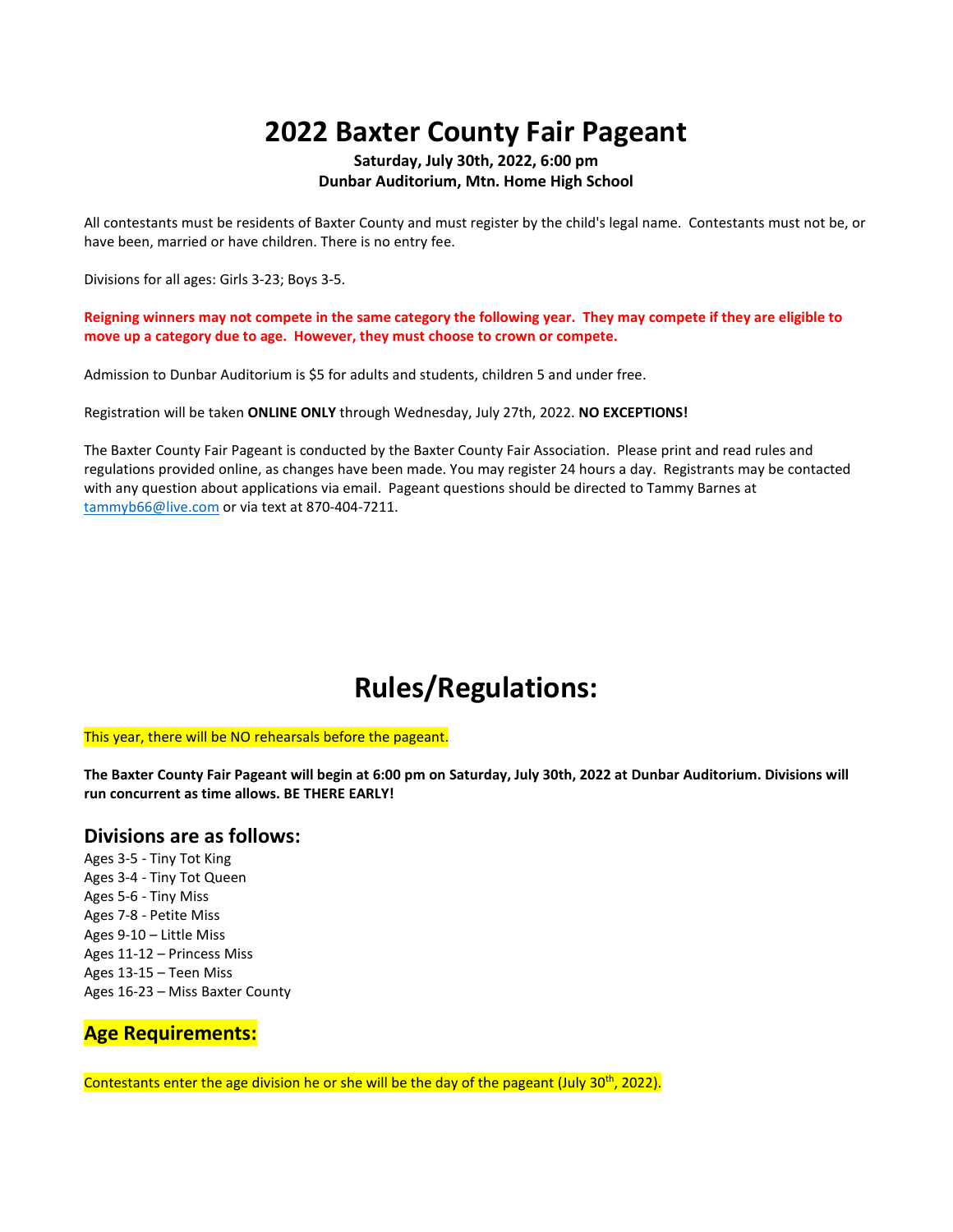# 2022 Baxter County Fair Pageant

**Saturday, July 30th, 2022, 6:00 pm**
**Dunbar Auditorium, Mtn. Home High School**

All contestants must be residents of Baxter County and must register by the child's legal name. Contestants must not be, or have been, married or have children. There is no entry fee.

Divisions for all ages: Girls 3-23; Boys 3-5.

**Reigning winners may not compete in the same category the following year. They may compete if they are eligible to move up a category due to age. However, they must choose to crown or compete.**

Admission to Dunbar Auditorium is $5 for adults and students, children 5 and under free.

Registration will be taken **ONLINE ONLY** through Wednesday, July 27th, 2022. **NO EXCEPTIONS!**

The Baxter County Fair Pageant is conducted by the Baxter County Fair Association. Please print and read rules and regulations provided online, as changes have been made. You may register 24 hours a day. Registrants may be contacted with any question about applications via email. Pageant questions should be directed to Tammy Barnes at tammyb66@live.com or via text at 870-404-7211.

# Rules/Regulations:

This year, there will be NO rehearsals before the pageant.

**The Baxter County Fair Pageant will begin at 6:00 pm on Saturday, July 30th, 2022 at Dunbar Auditorium. Divisions will run concurrent as time allows. BE THERE EARLY!**

## Divisions are as follows:

Ages 3-5 - Tiny Tot King
Ages 3-4 - Tiny Tot Queen
Ages 5-6 - Tiny Miss
Ages 7-8 - Petite Miss
Ages 9-10 – Little Miss
Ages 11-12 – Princess Miss
Ages 13-15 – Teen Miss
Ages 16-23 – Miss Baxter County

## Age Requirements:

Contestants enter the age division he or she will be the day of the pageant (July 30th, 2022).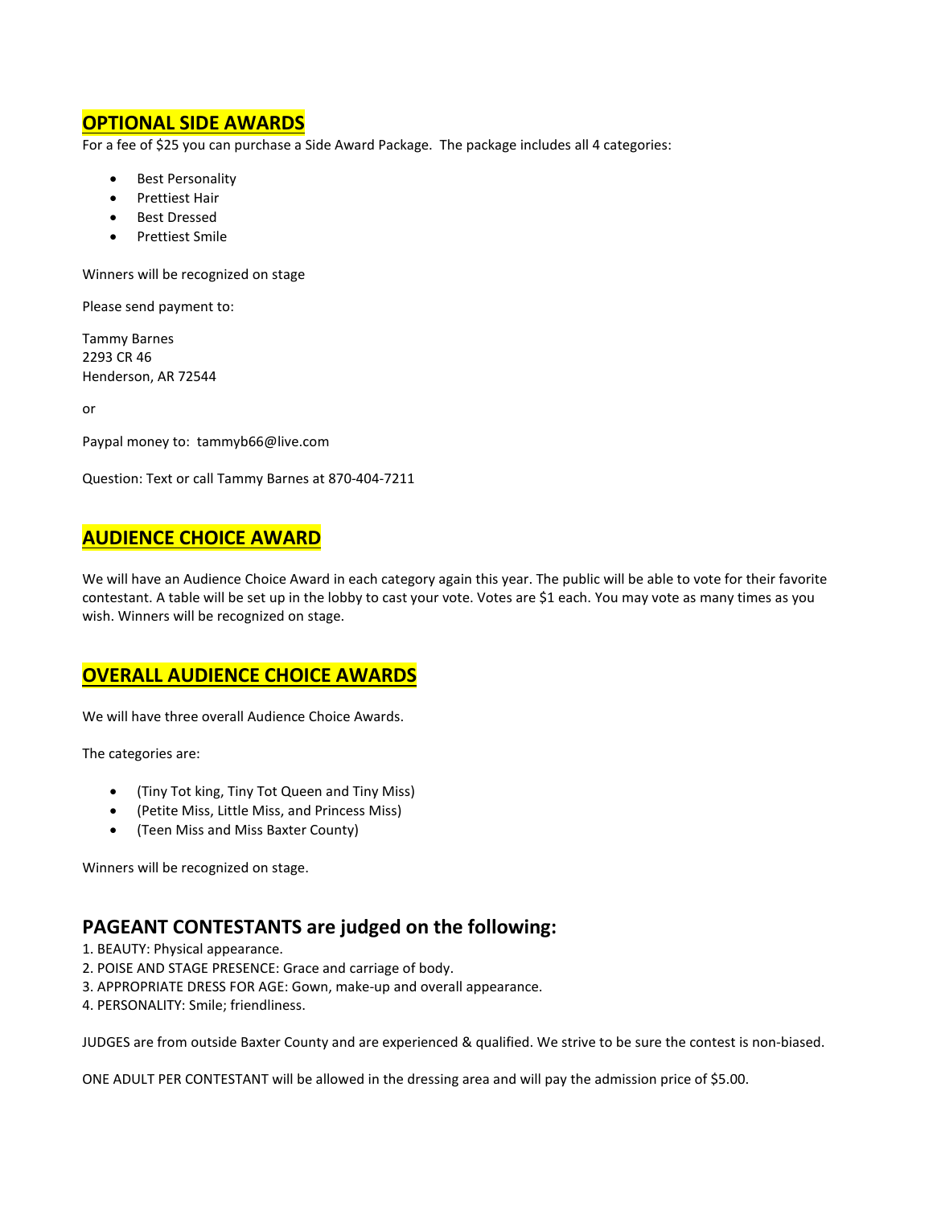## OPTIONAL SIDE AWARDS

For a fee of $25 you can purchase a Side Award Package. The package includes all 4 categories:

- Best Personality
- Prettiest Hair
- Best Dressed
- Prettiest Smile

Winners will be recognized on stage

Please send payment to:

Tammy Barnes
2293 CR 46
Henderson, AR 72544

or

Paypal money to: tammyb66@live.com

Question: Text or call Tammy Barnes at 870-404-7211

## AUDIENCE CHOICE AWARD

We will have an Audience Choice Award in each category again this year. The public will be able to vote for their favorite contestant. A table will be set up in the lobby to cast your vote. Votes are $1 each. You may vote as many times as you wish. Winners will be recognized on stage.

## OVERALL AUDIENCE CHOICE AWARDS

We will have three overall Audience Choice Awards.

The categories are:

- (Tiny Tot king, Tiny Tot Queen and Tiny Miss)
- (Petite Miss, Little Miss, and Princess Miss)
- (Teen Miss and Miss Baxter County)

Winners will be recognized on stage.

## PAGEANT CONTESTANTS are judged on the following:

1. BEAUTY: Physical appearance.
2. POISE AND STAGE PRESENCE: Grace and carriage of body.
3. APPROPRIATE DRESS FOR AGE: Gown, make-up and overall appearance.
4. PERSONALITY: Smile; friendliness.

JUDGES are from outside Baxter County and are experienced & qualified. We strive to be sure the contest is non-biased.

ONE ADULT PER CONTESTANT will be allowed in the dressing area and will pay the admission price of $5.00.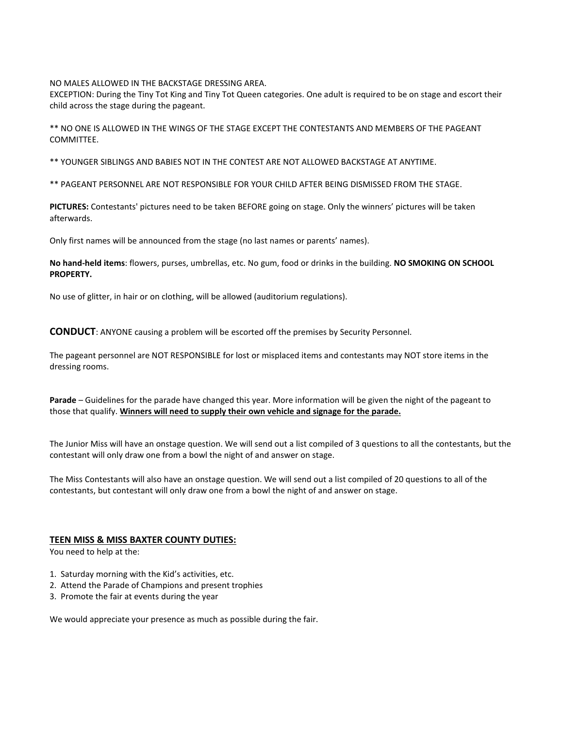NO MALES ALLOWED IN THE BACKSTAGE DRESSING AREA.
EXCEPTION: During the Tiny Tot King and Tiny Tot Queen categories. One adult is required to be on stage and escort their child across the stage during the pageant.

** NO ONE IS ALLOWED IN THE WINGS OF THE STAGE EXCEPT THE CONTESTANTS AND MEMBERS OF THE PAGEANT COMMITTEE.

** YOUNGER SIBLINGS AND BABIES NOT IN THE CONTEST ARE NOT ALLOWED BACKSTAGE AT ANYTIME.

** PAGEANT PERSONNEL ARE NOT RESPONSIBLE FOR YOUR CHILD AFTER BEING DISMISSED FROM THE STAGE.

**PICTURES:** Contestants' pictures need to be taken BEFORE going on stage. Only the winners' pictures will be taken afterwards.

Only first names will be announced from the stage (no last names or parents' names).

**No hand-held items**: flowers, purses, umbrellas, etc. No gum, food or drinks in the building. **NO SMOKING ON SCHOOL PROPERTY.**

No use of glitter, in hair or on clothing, will be allowed (auditorium regulations).

**CONDUCT**: ANYONE causing a problem will be escorted off the premises by Security Personnel.

The pageant personnel are NOT RESPONSIBLE for lost or misplaced items and contestants may NOT store items in the dressing rooms.

**Parade** – Guidelines for the parade have changed this year. More information will be given the night of the pageant to those that qualify. **<u>Winners will need to supply their own vehicle and signage for the parade.</u>**

The Junior Miss will have an onstage question. We will send out a list compiled of 3 questions to all the contestants, but the contestant will only draw one from a bowl the night of and answer on stage.

The Miss Contestants will also have an onstage question. We will send out a list compiled of 20 questions to all of the contestants, but contestant will only draw one from a bowl the night of and answer on stage.

**<u>TEEN MISS & MISS BAXTER COUNTY DUTIES:</u>**
You need to help at the:

1. Saturday morning with the Kid's activities, etc.
2. Attend the Parade of Champions and present trophies
3. Promote the fair at events during the year

We would appreciate your presence as much as possible during the fair.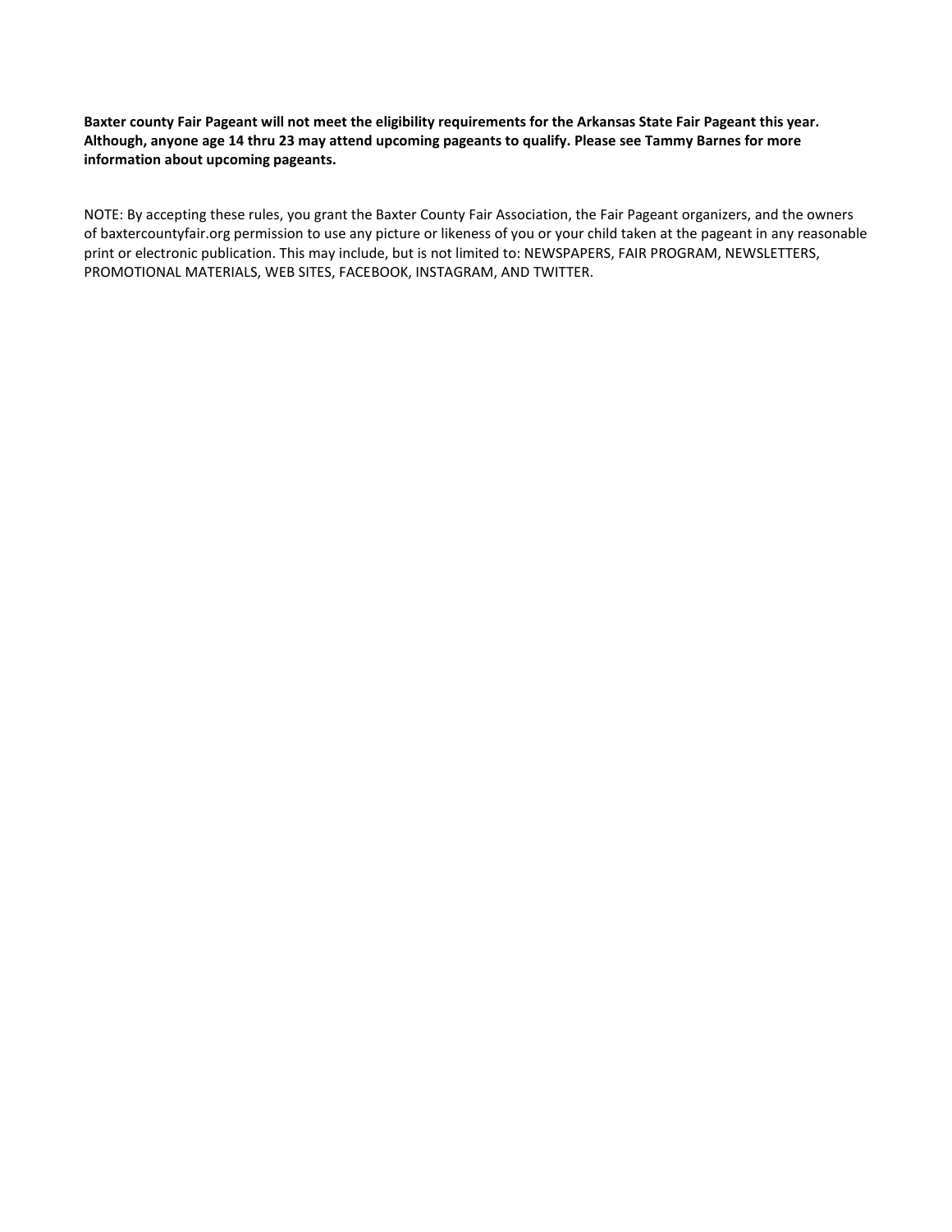**Baxter county Fair Pageant will not meet the eligibility requirements for the Arkansas State Fair Pageant this year. Although, anyone age 14 thru 23 may attend upcoming pageants to qualify. Please see Tammy Barnes for more information about upcoming pageants.**

NOTE: By accepting these rules, you grant the Baxter County Fair Association, the Fair Pageant organizers, and the owners of baxtercountyfair.org permission to use any picture or likeness of you or your child taken at the pageant in any reasonable print or electronic publication. This may include, but is not limited to: NEWSPAPERS, FAIR PROGRAM, NEWSLETTERS, PROMOTIONAL MATERIALS, WEB SITES, FACEBOOK, INSTAGRAM, AND TWITTER.